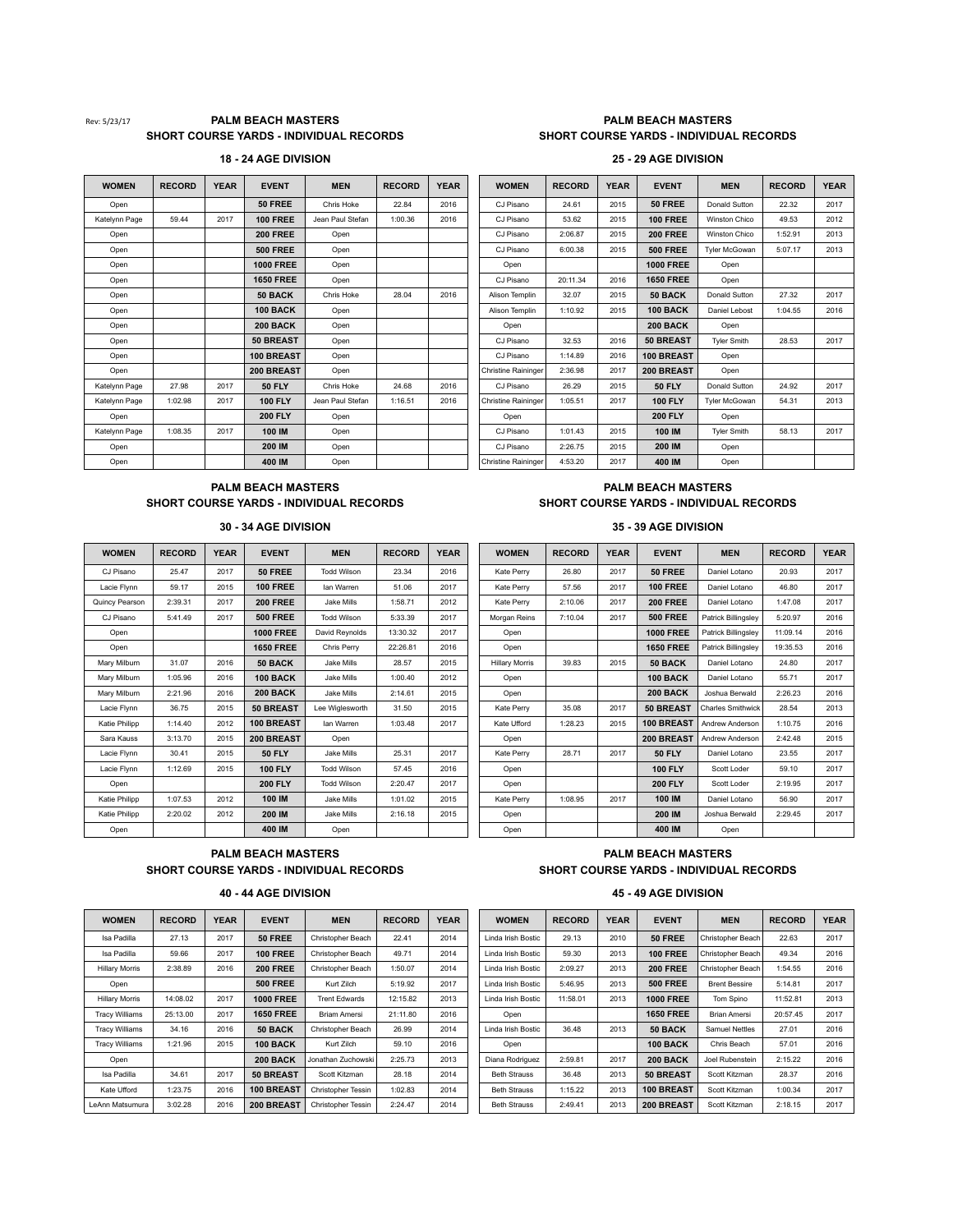Rev: 5/23/17

## PALM BEACH MASTERS
## SHORT COURSE YARDS - INDIVIDUAL RECORDS

### 18 - 24 AGE DIVISION

| WOMEN | RECORD | YEAR | EVENT | MEN | RECORD | YEAR |
|---|---|---|---|---|---|---|
| Open | | | **50 FREE** | Chris Hoke | 22.84 | 2016 |
| Katelynn Page | 59.44 | 2017 | **100 FREE** | Jean Paul Stefan | 1:00.36 | 2016 |
| Open | | | **200 FREE** | Open | | |
| Open | | | **500 FREE** | Open | | |
| Open | | | **1000 FREE** | Open | | |
| Open | | | **1650 FREE** | Open | | |
| Open | | | **50 BACK** | Chris Hoke | 28.04 | 2016 |
| Open | | | **100 BACK** | Open | | |
| Open | | | **200 BACK** | Open | | |
| Open | | | **50 BREAST** | Open | | |
| Open | | | **100 BREAST** | Open | | |
| Open | | | **200 BREAST** | Open | | |
| Katelynn Page | 27.98 | 2017 | **50 FLY** | Chris Hoke | 24.68 | 2016 |
| Katelynn Page | 1:02.98 | 2017 | **100 FLY** | Jean Paul Stefan | 1:16.51 | 2016 |
| Open | | | **200 FLY** | Open | | |
| Katelynn Page | 1:08.35 | 2017 | **100 IM** | Open | | |
| Open | | | **200 IM** | Open | | |
| Open | | | **400 IM** | Open | | |

## PALM BEACH MASTERS
## SHORT COURSE YARDS - INDIVIDUAL RECORDS

### 25 - 29 AGE DIVISION

| WOMEN | RECORD | YEAR | EVENT | MEN | RECORD | YEAR |
|---|---|---|---|---|---|---|
| CJ Pisano | 24.61 | 2015 | **50 FREE** | Donald Sutton | 22.32 | 2017 |
| CJ Pisano | 53.62 | 2015 | **100 FREE** | Winston Chico | 49.53 | 2012 |
| CJ Pisano | 2:06.87 | 2015 | **200 FREE** | Winston Chico | 1:52.91 | 2013 |
| CJ Pisano | 6:00.38 | 2015 | **500 FREE** | Tyler McGowan | 5:07.17 | 2013 |
| Open | | | **1000 FREE** | Open | | |
| CJ Pisano | 20:11.34 | 2016 | **1650 FREE** | Open | | |
| Alison Templin | 32.07 | 2015 | **50 BACK** | Donald Sutton | 27.32 | 2017 |
| Alison Templin | 1:10.92 | 2015 | **100 BACK** | Daniel Lebost | 1:04.55 | 2016 |
| Open | | | **200 BACK** | Open | | |
| CJ Pisano | 32.53 | 2016 | **50 BREAST** | Tyler Smith | 28.53 | 2017 |
| CJ Pisano | 1:14.89 | 2016 | **100 BREAST** | Open | | |
| Christine Raininger | 2:36.98 | 2017 | **200 BREAST** | Open | | |
| CJ Pisano | 26.29 | 2015 | **50 FLY** | Donald Sutton | 24.92 | 2017 |
| Christine Raininger | 1:05.51 | 2017 | **100 FLY** | Tyler McGowan | 54.31 | 2013 |
| Open | | | **200 FLY** | Open | | |
| CJ Pisano | 1:01.43 | 2015 | **100 IM** | Tyler Smith | 58.13 | 2017 |
| CJ Pisano | 2:26.75 | 2015 | **200 IM** | Open | | |
| Christine Raininger | 4:53.20 | 2017 | **400 IM** | Open | | |

## PALM BEACH MASTERS
## SHORT COURSE YARDS - INDIVIDUAL RECORDS

### 30 - 34 AGE DIVISION

| WOMEN | RECORD | YEAR | EVENT | MEN | RECORD | YEAR |
|---|---|---|---|---|---|---|
| CJ Pisano | 25.47 | 2017 | **50 FREE** | Todd Wilson | 23.34 | 2016 |
| Lacie Flynn | 59.17 | 2015 | **100 FREE** | Ian Warren | 51.06 | 2017 |
| Quincy Pearson | 2:39.31 | 2017 | **200 FREE** | Jake Mills | 1:58.71 | 2012 |
| CJ Pisano | 5:41.49 | 2017 | **500 FREE** | Todd Wilson | 5:33.39 | 2017 |
| Open | | | **1000 FREE** | David Reynolds | 13:30.32 | 2017 |
| Open | | | **1650 FREE** | Chris Perry | 22:26.81 | 2016 |
| Mary Milburn | 31.07 | 2016 | **50 BACK** | Jake Mills | 28.57 | 2015 |
| Mary Milburn | 1:05.96 | 2016 | **100 BACK** | Jake Mills | 1:00.40 | 2012 |
| Mary Milburn | 2:21.96 | 2016 | **200 BACK** | Jake Mills | 2:14.61 | 2015 |
| Lacie Flynn | 36.75 | 2015 | **50 BREAST** | Lee Wiglesworth | 31.50 | 2015 |
| Katie Philipp | 1:14.40 | 2012 | **100 BREAST** | Ian Warren | 1:03.48 | 2017 |
| Sara Kauss | 3:13.70 | 2015 | **200 BREAST** | Open | | |
| Lacie Flynn | 30.41 | 2015 | **50 FLY** | Jake Mills | 25.31 | 2017 |
| Lacie Flynn | 1:12.69 | 2015 | **100 FLY** | Todd Wilson | 57.45 | 2016 |
| Open | | | **200 FLY** | Todd Wilson | 2:20.47 | 2017 |
| Katie Philipp | 1:07.53 | 2012 | **100 IM** | Jake Mills | 1:01.02 | 2015 |
| Katie Philipp | 2:20.02 | 2012 | **200 IM** | Jake Mills | 2:16.18 | 2015 |
| Open | | | **400 IM** | Open | | |

## PALM BEACH MASTERS
## SHORT COURSE YARDS - INDIVIDUAL RECORDS

### 35 - 39 AGE DIVISION

| WOMEN | RECORD | YEAR | EVENT | MEN | RECORD | YEAR |
|---|---|---|---|---|---|---|
| Kate Perry | 26.80 | 2017 | **50 FREE** | Daniel Lotano | 20.93 | 2017 |
| Kate Perry | 57.56 | 2017 | **100 FREE** | Daniel Lotano | 46.80 | 2017 |
| Kate Perry | 2:10.06 | 2017 | **200 FREE** | Daniel Lotano | 1:47.08 | 2017 |
| Morgan Reins | 7:10.04 | 2017 | **500 FREE** | Patrick Billingsley | 5:20.97 | 2016 |
| Open | | | **1000 FREE** | Patrick Billingsley | 11:09.14 | 2016 |
| Open | | | **1650 FREE** | Patrick Billingsley | 19:35.53 | 2016 |
| Hillary Morris | 39.83 | 2015 | **50 BACK** | Daniel Lotano | 24.80 | 2017 |
| Open | | | **100 BACK** | Daniel Lotano | 55.71 | 2017 |
| Open | | | **200 BACK** | Joshua Berwald | 2:26.23 | 2016 |
| Kate Perry | 35.08 | 2017 | **50 BREAST** | Charles Smithwick | 28.54 | 2013 |
| Kate Ufford | 1:28.23 | 2015 | **100 BREAST** | Andrew Anderson | 1:10.75 | 2016 |
| Open | | | **200 BREAST** | Andrew Anderson | 2:42.48 | 2015 |
| Kate Perry | 28.71 | 2017 | **50 FLY** | Daniel Lotano | 23.55 | 2017 |
| Open | | | **100 FLY** | Scott Loder | 59.10 | 2017 |
| Open | | | **200 FLY** | Scott Loder | 2:19.95 | 2017 |
| Kate Perry | 1:08.95 | 2017 | **100 IM** | Daniel Lotano | 56.90 | 2017 |
| Open | | | **200 IM** | Joshua Berwald | 2:29.45 | 2017 |
| Open | | | **400 IM** | Open | | |

## PALM BEACH MASTERS
## SHORT COURSE YARDS - INDIVIDUAL RECORDS

### 40 - 44 AGE DIVISION

| WOMEN | RECORD | YEAR | EVENT | MEN | RECORD | YEAR |
|---|---|---|---|---|---|---|
| Isa Padilla | 27.13 | 2017 | **50 FREE** | Christopher Beach | 22.41 | 2014 |
| Isa Padilla | 59.66 | 2017 | **100 FREE** | Christopher Beach | 49.71 | 2014 |
| Hillary Morris | 2:38.89 | 2016 | **200 FREE** | Christopher Beach | 1:50.07 | 2014 |
| Open | | | **500 FREE** | Kurt Zilch | 5:19.92 | 2017 |
| Hillary Morris | 14:08.02 | 2017 | **1000 FREE** | Trent Edwards | 12:15.82 | 2013 |
| Tracy Williams | 25:13.00 | 2017 | **1650 FREE** | Briam Amersi | 21:11.80 | 2016 |
| Tracy Williams | 34.16 | 2016 | **50 BACK** | Christopher Beach | 26.99 | 2014 |
| Tracy Williams | 1:21.96 | 2015 | **100 BACK** | Kurt Zilch | 59.10 | 2016 |
| Open | | | **200 BACK** | Jonathan Zuchowski | 2:25.73 | 2013 |
| Isa Padilla | 34.61 | 2017 | **50 BREAST** | Scott Kitzman | 28.18 | 2014 |
| Kate Ufford | 1:23.75 | 2016 | **100 BREAST** | Christopher Tessin | 1:02.83 | 2014 |
| LeAnn Matsumura | 3:02.28 | 2016 | **200 BREAST** | Christopher Tessin | 2:24.47 | 2014 |

## PALM BEACH MASTERS
## SHORT COURSE YARDS - INDIVIDUAL RECORDS

### 45 - 49 AGE DIVISION

| WOMEN | RECORD | YEAR | EVENT | MEN | RECORD | YEAR |
|---|---|---|---|---|---|---|
| Linda Irish Bostic | 29.13 | 2010 | **50 FREE** | Christopher Beach | 22.63 | 2017 |
| Linda Irish Bostic | 59.30 | 2013 | **100 FREE** | Christopher Beach | 49.34 | 2016 |
| Linda Irish Bostic | 2:09.27 | 2013 | **200 FREE** | Christopher Beach | 1:54.55 | 2016 |
| Linda Irish Bostic | 5:46.95 | 2013 | **500 FREE** | Brent Bessire | 5:14.81 | 2017 |
| Linda Irish Bostic | 11:58.01 | 2013 | **1000 FREE** | Tom Spino | 11:52.81 | 2013 |
| Open | | | **1650 FREE** | Brian Amersi | 20:57.45 | 2017 |
| Linda Irish Bostic | 36.48 | 2013 | **50 BACK** | Samuel Nettles | 27.01 | 2016 |
| Open | | | **100 BACK** | Chris Beach | 57.01 | 2016 |
| Diana Rodriguez | 2:59.81 | 2017 | **200 BACK** | Joel Rubenstein | 2:15.22 | 2016 |
| Beth Strauss | 36.48 | 2013 | **50 BREAST** | Scott Kitzman | 28.37 | 2016 |
| Beth Strauss | 1:15.22 | 2013 | **100 BREAST** | Scott Kitzman | 1:00.34 | 2017 |
| Beth Strauss | 2:49.41 | 2013 | **200 BREAST** | Scott Kitzman | 2:18.15 | 2017 |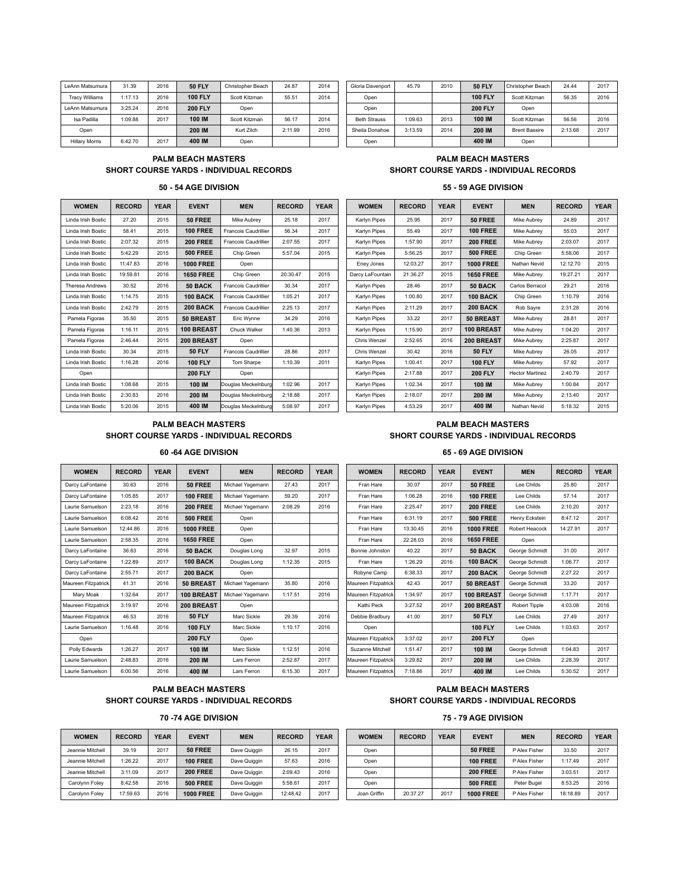| LeAnn Matsumura | 31.39 | 2016 | 50 FLY | Christopher Beach | 24.87 | 2014 |
|---|---|---|---|---|---|---|
| Tracy Williams | 1:17.13 | 2016 | 100 FLY | Scott Kitzman | 55.51 | 2014 |
| LeAnn Matsumura | 3:25.24 | 2016 | 200 FLY | Open | | |
| Isa Padilla | 1:09.88 | 2017 | 100 IM | Scott Kitzman | 56.17 | 2014 |
| Open | | | 200 IM | Kurt Zilch | 2:11.99 | 2016 |
| Hillary Morris | 6:42.70 | 2017 | 400 IM | Open | | |

| Gloria Davenport | 45.79 | 2010 | 50 FLY | Christopher Beach | 24.44 | 2017 |
|---|---|---|---|---|---|---|
| Open | | | 100 FLY | Scott Kitzman | 56.35 | 2016 |
| Open | | | 200 FLY | Open | | |
| Beth Strauss | 1:09.63 | 2013 | 100 IM | Scott Kitzman | 56.56 | 2016 |
| Sheila Donahoe | 3:13.59 | 2014 | 200 IM | Brent Bassire | 2:13.68 | 2017 |
| Open | | | 400 IM | Open | | |

## PALM BEACH MASTERS
## SHORT COURSE YARDS - INDIVIDUAL RECORDS

### 50 - 54 AGE DIVISION

| WOMEN | RECORD | YEAR | EVENT | MEN | RECORD | YEAR |
|---|---|---|---|---|---|---|
| Linda Irish Bostic | 27.20 | 2015 | 50 FREE | Mike Aubrey | 25.18 | 2017 |
| Linda Irish Bostic | 58.41 | 2015 | 100 FREE | Francois Caudrillier | 56.34 | 2017 |
| Linda Irish Bostic | 2:07.32 | 2015 | 200 FREE | Francois Caudrillier | 2:07.55 | 2017 |
| Linda Irish Bostic | 5:42.29 | 2015 | 500 FREE | Chip Green | 5:57.04 | 2015 |
| Linda Irish Bostic | 11:47.83 | 2016 | 1000 FREE | Open | | |
| Linda Irish Bostic | 19:59.81 | 2016 | 1650 FREE | Chip Green | 20:30.47 | 2015 |
| Theresa Andrews | 30.52 | 2016 | 50 BACK | Francois Caudrillier | 30.34 | 2017 |
| Linda Irish Bostic | 1:14.75 | 2015 | 100 BACK | Francois Caudrillier | 1:05.21 | 2017 |
| Linda Irish Bostic | 2:42.79 | 2015 | 200 BACK | Francois Caudrillier | 2:25.13 | 2017 |
| Pamela Figoras | 35.50 | 2015 | 50 BREAST | Eric Wynne | 34.29 | 2016 |
| Pamela Figoras | 1:16.11 | 2015 | 100 BREAST | Chuck Walker | 1:40.36 | 2013 |
| Pamela Figoras | 2:46.44 | 2015 | 200 BREAST | Open | | |
| Linda Irish Bostic | 30.34 | 2015 | 50 FLY | Francois Caudrillier | 28.86 | 2017 |
| Linda Irish Bostic | 1:16.28 | 2016 | 100 FLY | Tom Sharpe | 1:10.39 | 2011 |
| Open | | | 200 FLY | Open | | |
| Linda Irish Bostic | 1:08.68 | 2015 | 100 IM | Douglas Meckelnburg | 1:02.96 | 2017 |
| Linda Irish Bostic | 2:30.83 | 2016 | 200 IM | Douglas Meckelnburg | 2:18.88 | 2017 |
| Linda Irish Bostic | 5:20.06 | 2015 | 400 IM | Douglas Meckelnburg | 5:08.97 | 2017 |

## PALM BEACH MASTERS
## SHORT COURSE YARDS - INDIVIDUAL RECORDS

### 55 - 59 AGE DIVISION

| WOMEN | RECORD | YEAR | EVENT | MEN | RECORD | YEAR |
|---|---|---|---|---|---|---|
| Karlyn Pipes | 25.95 | 2017 | 50 FREE | Mike Aubrey | 24.89 | 2017 |
| Karlyn Pipes | 55.49 | 2017 | 100 FREE | Mike Aubrey | 55.03 | 2017 |
| Karlyn Pipes | 1:57.90 | 2017 | 200 FREE | Mike Aubrey | 2:03.07 | 2017 |
| Karlyn Pipes | 5:56.25 | 2017 | 500 FREE | Chip Green | 5:58.06 | 2017 |
| Eney Jones | 12:03.27 | 2017 | 1000 FREE | Nathan Nevid | 12:12.70 | 2015 |
| Darcy LaFountain | 21:36.27 | 2015 | 1650 FREE | Mike Aubrey | 19:27.21 | 2017 |
| Karlyn Pipes | 28.46 | 2017 | 50 BACK | Carlos Berracol | 29.21 | 2016 |
| Karlyn Pipes | 1:00.80 | 2017 | 100 BACK | Chip Green | 1:10.79 | 2016 |
| Karlyn Pipes | 2:11.29 | 2017 | 200 BACK | Rob Sayre | 2:31.28 | 2016 |
| Karlyn Pipes | 33.22 | 2017 | 50 BREAST | Mike Aubrey | 28.81 | 2017 |
| Karlyn Pipes | 1:15.90 | 2017 | 100 BREAST | Mike Aubrey | 1:04.20 | 2017 |
| Chris Wenzel | 2:52.65 | 2016 | 200 BREAST | Mike Aubrey | 2:25.87 | 2017 |
| Chris Wenzel | 30.42 | 2016 | 50 FLY | Mike Aubrey | 26.05 | 2017 |
| Karlyn Pipes | 1:00.41 | 2017 | 100 FLY | Mike Aubrey | 57.92 | 2017 |
| Karlyn Pipes | 2:17.88 | 2017 | 200 FLY | Hector Martinez | 2:40.79 | 2017 |
| Karlyn Pipes | 1:02.34 | 2017 | 100 IM | Mike Aubrey | 1:00.84 | 2017 |
| Karlyn Pipes | 2:18.07 | 2017 | 200 IM | Mike Aubrey | 2:13.40 | 2017 |
| Karlyn Pipes | 4:53.29 | 2017 | 400 IM | Nathan Nevid | 5:18.32 | 2015 |

## PALM BEACH MASTERS
## SHORT COURSE YARDS - INDIVIDUAL RECORDS

### 60 -64 AGE DIVISION

| WOMEN | RECORD | YEAR | EVENT | MEN | RECORD | YEAR |
|---|---|---|---|---|---|---|
| Darcy LaFontaine | 30.63 | 2016 | 50 FREE | Michael Yagemann | 27.43 | 2017 |
| Darcy LaFontaine | 1:05.85 | 2017 | 100 FREE | Michael Yagemann | 59.20 | 2017 |
| Laurie Samuelson | 2:23.18 | 2016 | 200 FREE | Michael Yagemann | 2:08.29 | 2016 |
| Laurie Samuelson | 6:08.42 | 2016 | 500 FREE | Open | | |
| Laurie Samuelson | 12:44.86 | 2016 | 1000 FREE | Open | | |
| Laurie Samuelson | 2:58.35 | 2016 | 1650 FREE | Open | | |
| Darcy LaFontaine | 36.63 | 2016 | 50 BACK | Douglas Long | 32.97 | 2015 |
| Darcy LaFontaine | 1:22.89 | 2017 | 100 BACK | Douglas Long | 1:12.35 | 2015 |
| Darcy LaFontaine | 2:55.71 | 2017 | 200 BACK | Open | | |
| Maureen Fitzpatrick | 41.31 | 2016 | 50 BREAST | Michael Yagemann | 35.80 | 2016 |
| Mary Moak | 1:32.64 | 2017 | 100 BREAST | Michael Yagemann | 1:17.51 | 2016 |
| Maureen Fitzpatrick | 3:19.97 | 2016 | 200 BREAST | Open | | |
| Maureen Fitzpatrick | 46.53 | 2016 | 50 FLY | Marc Sickle | 29.39 | 2016 |
| Laurie Samuelson | 1:16.48 | 2016 | 100 FLY | Marc Sickle | 1:10.17 | 2016 |
| Open | | | 200 FLY | Open | | |
| Polly Edwards | 1:26.27 | 2017 | 100 IM | Marc Sickle | 1:12.51 | 2016 |
| Laurie Samuelson | 2:48.83 | 2016 | 200 IM | Lars Ferron | 2:52.87 | 2017 |
| Laurie Samuelson | 6:00.56 | 2016 | 400 IM | Lars Ferron | 6:15.30 | 2017 |

## PALM BEACH MASTERS
## SHORT COURSE YARDS - INDIVIDUAL RECORDS

### 65 - 69 AGE DIVISION

| WOMEN | RECORD | YEAR | EVENT | MEN | RECORD | YEAR |
|---|---|---|---|---|---|---|
| Fran Hare | 30.07 | 2017 | 50 FREE | Lee Childs | 25.80 | 2017 |
| Fran Hare | 1:06.28 | 2016 | 100 FREE | Lee Childs | 57.14 | 2017 |
| Fran Hare | 2:25.47 | 2017 | 200 FREE | Lee Childs | 2:10.20 | 2017 |
| Fran Hare | 6:31.19 | 2017 | 500 FREE | Henry Eckstein | 8:47.12 | 2017 |
| Fran Hare | 13:30.45 | 2016 | 1000 FREE | Robert Heacock | 14:27.91 | 2017 |
| Fran Hare | 22:28.03 | 2016 | 1650 FREE | Open | | |
| Bonnie Johnston | 40.22 | 2017 | 50 BACK | George Schmidt | 31.00 | 2017 |
| Fran Hare | 1:26.29 | 2016 | 100 BACK | George Schmidt | 1:06.77 | 2017 |
| Robyne Camp | 6:38.33 | 2017 | 200 BACK | George Schmidt | 2:27.22 | 2017 |
| Maureen Fitzpatrick | 42.43 | 2017 | 50 BREAST | George Schmidt | 33.20 | 2017 |
| Maureen Fitzpatrick | 1:34.97 | 2017 | 100 BREAST | George Schmidt | 1:17.71 | 2017 |
| Kathi Peck | 3:27.52 | 2017 | 200 BREAST | Robert Tipple | 4:03.08 | 2016 |
| Debbie Bradbury | 41.00 | 2017 | 50 FLY | Lee Childs | 27.49 | 2017 |
| Open | | | 100 FLY | Lee Childs | 1:03.63 | 2017 |
| Maureen Fitzpatrick | 3:37.02 | 2017 | 200 FLY | Open | | |
| Suzanne Mitchell | 1:51.47 | 2017 | 100 IM | George Schmidt | 1:04.83 | 2017 |
| Maureen Fitzpatrick | 3:29.82 | 2017 | 200 IM | Lee Childs | 2:28.39 | 2017 |
| Maureen Fitzpatrick | 7:18.86 | 2017 | 400 IM | Lee Childs | 5:30.52 | 2017 |

## PALM BEACH MASTERS
## SHORT COURSE YARDS - INDIVIDUAL RECORDS

### 70 -74 AGE DIVISION

| WOMEN | RECORD | YEAR | EVENT | MEN | RECORD | YEAR |
|---|---|---|---|---|---|---|
| Jeannie Mitchell | 39.19 | 2017 | 50 FREE | Dave Quiggin | 26.15 | 2017 |
| Jeannie Mitchell | 1:26.22 | 2017 | 100 FREE | Dave Quiggin | 57.63 | 2016 |
| Jeannie Mitchell | 3:11.09 | 2017 | 200 FREE | Dave Quiggin | 2:09.43 | 2016 |
| Carolynn Foley | 8:42.58 | 2016 | 500 FREE | Dave Quiggin | 5:58.61 | 2017 |
| Carolynn Foley | 17:59.63 | 2016 | 1000 FREE | Dave Quiggin | 12:48.42 | 2017 |

## PALM BEACH MASTERS
## SHORT COURSE YARDS - INDIVIDUAL RECORDS

### 75 - 79 AGE DIVISION

| WOMEN | RECORD | YEAR | EVENT | MEN | RECORD | YEAR |
|---|---|---|---|---|---|---|
| Open | | | 50 FREE | P Alex Fisher | 33.50 | 2017 |
| Open | | | 100 FREE | P Alex Fisher | 1:17.49 | 2017 |
| Open | | | 200 FREE | P Alex Fisher | 3:03.51 | 2017 |
| Open | | | 500 FREE | Peter Bugel | 8:53.25 | 2016 |
| Joan Griffin | 20:37.27 | 2017 | 1000 FREE | P Alex Fisher | 18:18.89 | 2017 |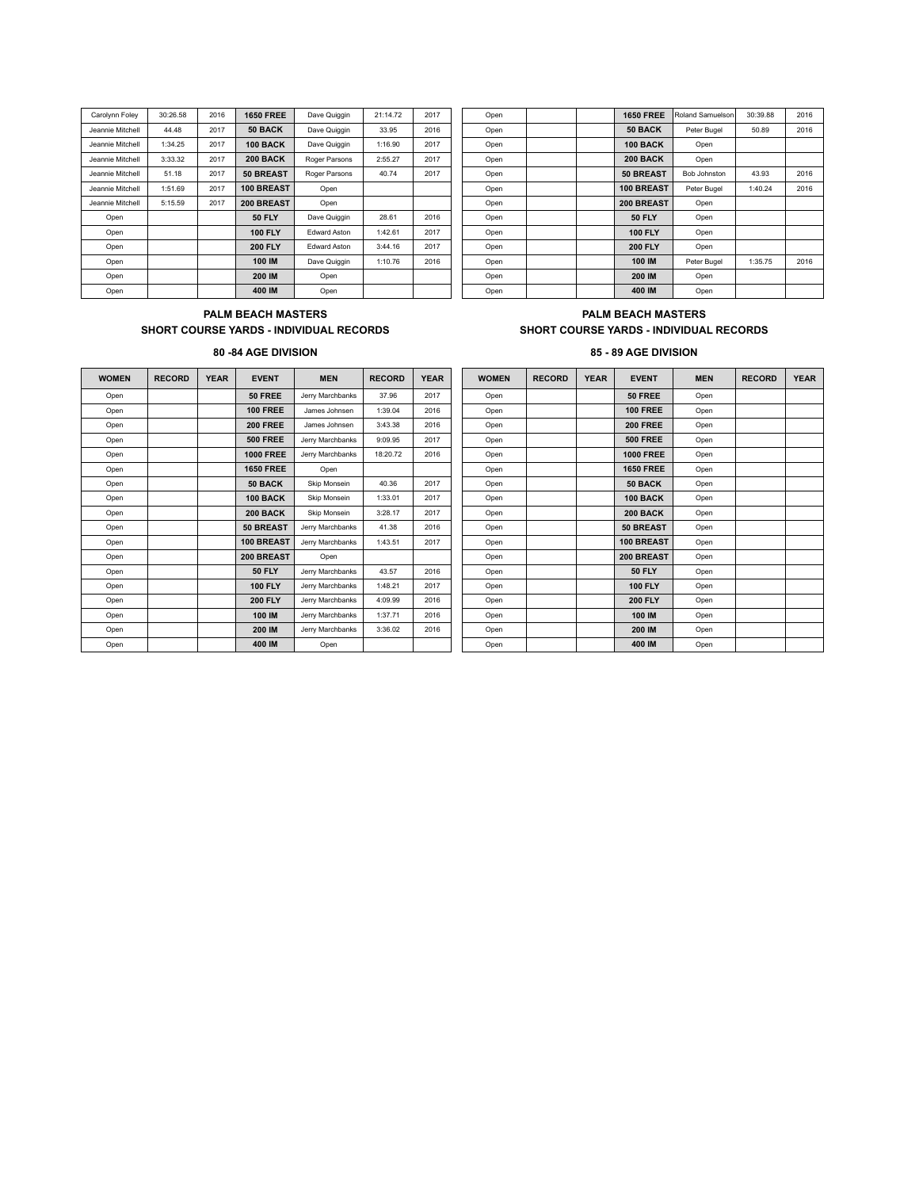| | | | | | | |
|---|---|---|---|---|---|---|
| Carolynn Foley | 30:26.58 | 2016 | **1650 FREE** | Dave Quiggin | 21:14.72 | 2017 |
| Jeannie Mitchell | 44.48 | 2017 | **50 BACK** | Dave Quiggin | 33.95 | 2016 |
| Jeannie Mitchell | 1:34.25 | 2017 | **100 BACK** | Dave Quiggin | 1:16.90 | 2017 |
| Jeannie Mitchell | 3:33.32 | 2017 | **200 BACK** | Roger Parsons | 2:55.27 | 2017 |
| Jeannie Mitchell | 51.18 | 2017 | **50 BREAST** | Roger Parsons | 40.74 | 2017 |
| Jeannie Mitchell | 1:51.69 | 2017 | **100 BREAST** | Open | | |
| Jeannie Mitchell | 5:15.59 | 2017 | **200 BREAST** | Open | | |
| Open | | | **50 FLY** | Dave Quiggin | 28.61 | 2016 |
| Open | | | **100 FLY** | Edward Aston | 1:42.61 | 2017 |
| Open | | | **200 FLY** | Edward Aston | 3:44.16 | 2017 |
| Open | | | **100 IM** | Dave Quiggin | 1:10.76 | 2016 |
| Open | | | **200 IM** | Open | | |
| Open | | | **400 IM** | Open | | |

| | | | | | | |
|---|---|---|---|---|---|---|
| Open | | | **1650 FREE** | Roland Samuelson | 30:39.88 | 2016 |
| Open | | | **50 BACK** | Peter Bugel | 50.89 | 2016 |
| Open | | | **100 BACK** | Open | | |
| Open | | | **200 BACK** | Open | | |
| Open | | | **50 BREAST** | Bob Johnston | 43.93 | 2016 |
| Open | | | **100 BREAST** | Peter Bugel | 1:40.24 | 2016 |
| Open | | | **200 BREAST** | Open | | |
| Open | | | **50 FLY** | Open | | |
| Open | | | **100 FLY** | Open | | |
| Open | | | **200 FLY** | Open | | |
| Open | | | **100 IM** | Peter Bugel | 1:35.75 | 2016 |
| Open | | | **200 IM** | Open | | |
| Open | | | **400 IM** | Open | | |

**PALM BEACH MASTERS**
**SHORT COURSE YARDS - INDIVIDUAL RECORDS**

**80 -84 AGE DIVISION**

| WOMEN | RECORD | YEAR | EVENT | MEN | RECORD | YEAR |
|---|---|---|---|---|---|---|
| Open | | | **50 FREE** | Jerry Marchbanks | 37.96 | 2017 |
| Open | | | **100 FREE** | James Johnsen | 1:39.04 | 2016 |
| Open | | | **200 FREE** | James Johnsen | 3:43.38 | 2016 |
| Open | | | **500 FREE** | Jerry Marchbanks | 9:09.95 | 2017 |
| Open | | | **1000 FREE** | Jerry Marchbanks | 18:20.72 | 2016 |
| Open | | | **1650 FREE** | Open | | |
| Open | | | **50 BACK** | Skip Monsein | 40.36 | 2017 |
| Open | | | **100 BACK** | Skip Monsein | 1:33.01 | 2017 |
| Open | | | **200 BACK** | Skip Monsein | 3:28.17 | 2017 |
| Open | | | **50 BREAST** | Jerry Marchbanks | 41.38 | 2016 |
| Open | | | **100 BREAST** | Jerry Marchbanks | 1:43.51 | 2017 |
| Open | | | **200 BREAST** | Open | | |
| Open | | | **50 FLY** | Jerry Marchbanks | 43.57 | 2016 |
| Open | | | **100 FLY** | Jerry Marchbanks | 1:48.21 | 2017 |
| Open | | | **200 FLY** | Jerry Marchbanks | 4:09.99 | 2016 |
| Open | | | **100 IM** | Jerry Marchbanks | 1:37.71 | 2016 |
| Open | | | **200 IM** | Jerry Marchbanks | 3:36.02 | 2016 |
| Open | | | **400 IM** | Open | | |

**PALM BEACH MASTERS**
**SHORT COURSE YARDS - INDIVIDUAL RECORDS**

**85 - 89 AGE DIVISION**

| WOMEN | RECORD | YEAR | EVENT | MEN | RECORD | YEAR |
|---|---|---|---|---|---|---|
| Open | | | **50 FREE** | Open | | |
| Open | | | **100 FREE** | Open | | |
| Open | | | **200 FREE** | Open | | |
| Open | | | **500 FREE** | Open | | |
| Open | | | **1000 FREE** | Open | | |
| Open | | | **1650 FREE** | Open | | |
| Open | | | **50 BACK** | Open | | |
| Open | | | **100 BACK** | Open | | |
| Open | | | **200 BACK** | Open | | |
| Open | | | **50 BREAST** | Open | | |
| Open | | | **100 BREAST** | Open | | |
| Open | | | **200 BREAST** | Open | | |
| Open | | | **50 FLY** | Open | | |
| Open | | | **100 FLY** | Open | | |
| Open | | | **200 FLY** | Open | | |
| Open | | | **100 IM** | Open | | |
| Open | | | **200 IM** | Open | | |
| Open | | | **400 IM** | Open | | |